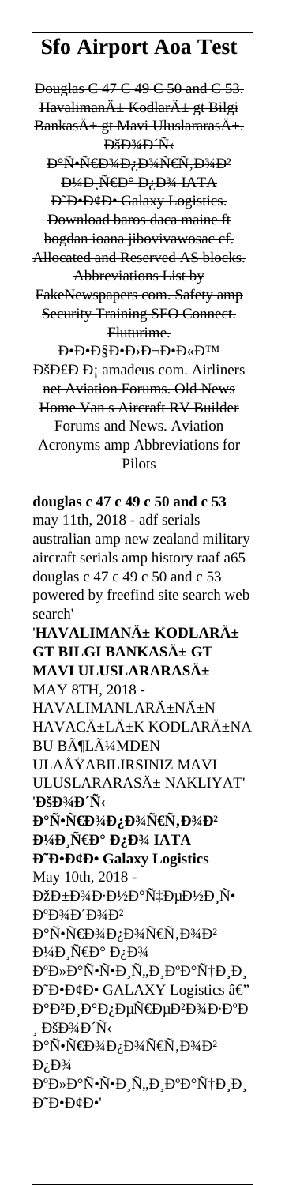# Sfo Airport Aoa Test

Douglas C 47 C 49 C 50 and C 53. HavalimanÄ± KodlarÄ± gt Bilgi BankasÄ± gt Mavi UluslararasÄ±. ÐšÐ¾Ð´Ñ‹ Ð°Ñ•Ñ€Ð¾Ð¿Ð¾Ñ€Ñ‚Ð¾Ð² Ð¼Ð¸Ñ€Ð° Ð¿Ð¾ IATA Ð˜Ð•Ð¢Ð• Galaxy Logistics. Download baros daca maine ft bogdan ioana jibovivawosac cf. Allocated and Reserved AS blocks. Abbreviations List by FakeNewspapers com. Safety amp Security Training SFO Connect. Fluturime. Ð•Ð•Ð§Ð•Ð›Ð-Ð•Ð«Ð™ ÐšÐ£Ð Ð¡ amadeus com. Airliners net Aviation Forums. Old News Home Van s Aircraft RV Builder Forums and News. Aviation Acronyms amp Abbreviations for Pilots

**douglas c 47 c 49 c 50 and c 53**
may 11th, 2018 - adf serials australian amp new zealand military aircraft serials amp history raaf a65 douglas c 47 c 49 c 50 and c 53 powered by freefind site search web search'

'**HAVALIMANÄ± KODLARÄ± GT BILGI BANKASÄ± GT MAVI ULUSLARARASÄ±**
MAY 8TH, 2018 - HAVALIMANLARÄ±NÄ±N HAVACÄ±LÄ±K KODLARÄ±NA BU BÃ¶LÃ¼MDEN ULAÅŸABILIRSINIZ MAVI ULUSLARARASÄ± NAKLIYAT'

'**ÐšÐ¾Ð´Ñ‹ Ð°Ñ•Ñ€Ð¾Ð¿Ð¾Ñ€Ñ‚Ð¾Ð² Ð¼Ð¸Ñ€Ð° Ð¿Ð¾ IATA Ð˜Ð•Ð¢Ð• Galaxy Logistics**
May 10th, 2018 - ÐžÐ±Ð¾Ð·Ð½Ð°Ñ‡ÐµÐ½Ð¸Ñ• ÐºÐ¾Ð´Ð¾Ð² Ð°Ñ•Ñ€Ð¾Ð¿Ð¾Ñ€Ñ‚Ð¾Ð² Ð¼Ð¸Ñ€Ð° Ð¿Ð¾ ÐºÐ»Ð°Ñ•Ñ•Ð¸Ñ„Ð¸ÐºÐ°Ñ†Ð¸Ð¸ Ð˜Ð•Ð¢Ð• GALAXY Logistics â€" Ð°Ð²Ð¸Ð°Ð¿ÐµÑ€ÐµÐ²Ð¾Ð·ÐºÐ¸ ÐšÐ¾Ð´Ñ‹ Ð°Ñ•Ñ€Ð¾Ð¿Ð¾Ñ€Ñ‚Ð¾Ð² Ð¿Ð¾ ÐºÐ»Ð°Ñ•Ñ•Ð¸Ñ„Ð¸ÐºÐ°Ñ†Ð¸Ð¸ Ð˜Ð•Ð¢Ð•'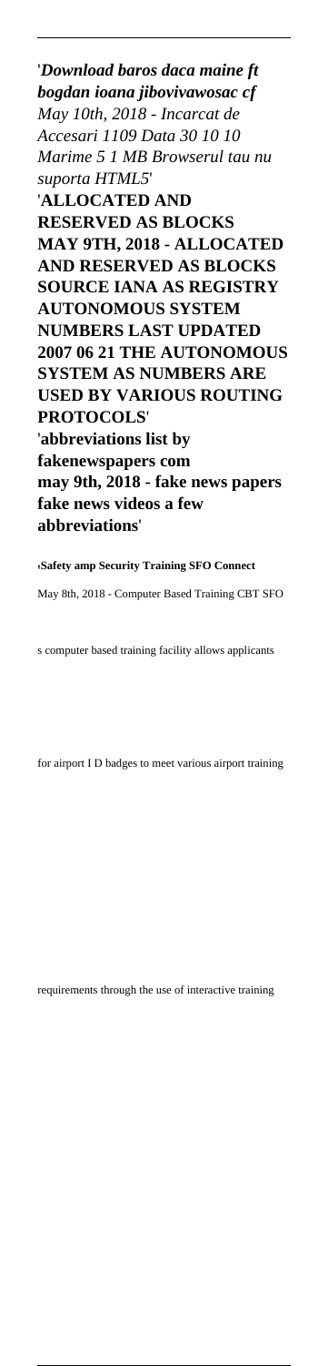'*Download baros daca maine ft bogdan ioana jibovivawosac cf*
*May 10th, 2018 - Incarcat de Accesari 1109 Data 30 10 10 Marime 5 1 MB Browserul tau nu suporta HTML5*'

'**ALLOCATED AND RESERVED AS BLOCKS MAY 9TH, 2018 - ALLOCATED AND RESERVED AS BLOCKS SOURCE IANA AS REGISTRY AUTONOMOUS SYSTEM NUMBERS LAST UPDATED 2007 06 21 THE AUTONOMOUS SYSTEM AS NUMBERS ARE USED BY VARIOUS ROUTING PROTOCOLS**'

'**abbreviations list by fakenewspapers com may 9th, 2018 - fake news papers fake news videos a few abbreviations**'

'**Safety amp Security Training SFO Connect**

May 8th, 2018 - Computer Based Training CBT SFO s computer based training facility allows applicants for airport I D badges to meet various airport training requirements through the use of interactive training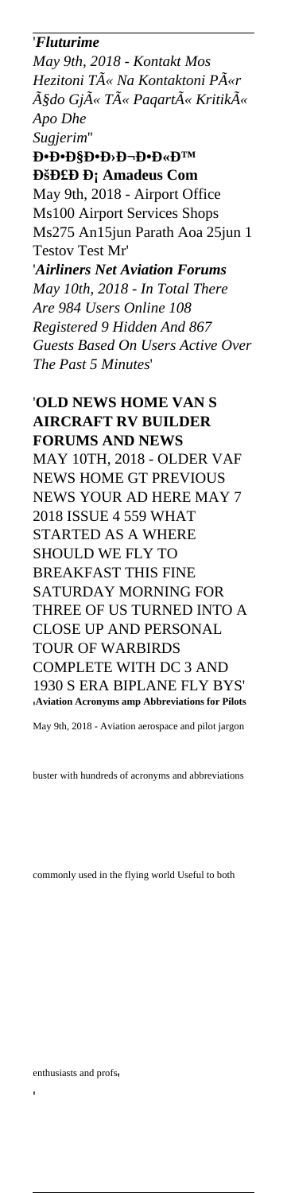'*Fluturime*

*May 9th, 2018 - Kontakt Mos Hezitoni TÃ« Na Kontaktoni PÃ«r Ã§do GjÃ« TÃ« PaqartÃ« KritikÃ« Apo Dhe Sugjerim*'

'**Ð•Ð•Ð§Ð•Ð›Ð¬Ð•Ð«Ð™ ÐšÐ£Ð Ð¡ Amadeus Com**

May 9th, 2018 - Airport Office Ms100 Airport Services Shops Ms275 An15jun Parath Aoa 25jun 1 Testov Test Mr'

'***Airliners Net Aviation Forums***

*May 10th, 2018 - In Total There Are 984 Users Online 108 Registered 9 Hidden And 867 Guests Based On Users Active Over The Past 5 Minutes*'

'**OLD NEWS HOME VAN S AIRCRAFT RV BUILDER FORUMS AND NEWS**

MAY 10TH, 2018 - OLDER VAF NEWS HOME GT PREVIOUS NEWS YOUR AD HERE MAY 7 2018 ISSUE 4 559 WHAT STARTED AS A WHERE SHOULD WE FLY TO BREAKFAST THIS FINE SATURDAY MORNING FOR THREE OF US TURNED INTO A CLOSE UP AND PERSONAL TOUR OF WARBIRDS COMPLETE WITH DC 3 AND 1930 S ERA BIPLANE FLY BYS'

'**Aviation Acronyms amp Abbreviations for Pilots**

May 9th, 2018 - Aviation aerospace and pilot jargon buster with hundreds of acronyms and abbreviations commonly used in the flying world Useful to both enthusiasts and profs'

'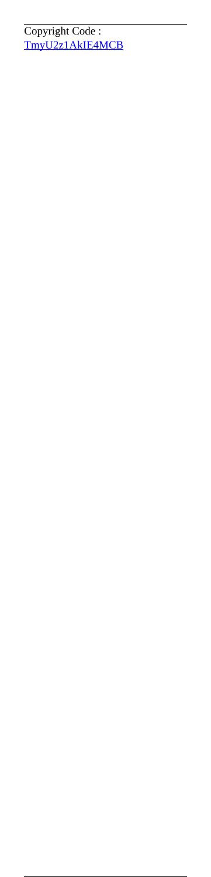Copyright Code : [TmyU2z1AkIE4MCB]